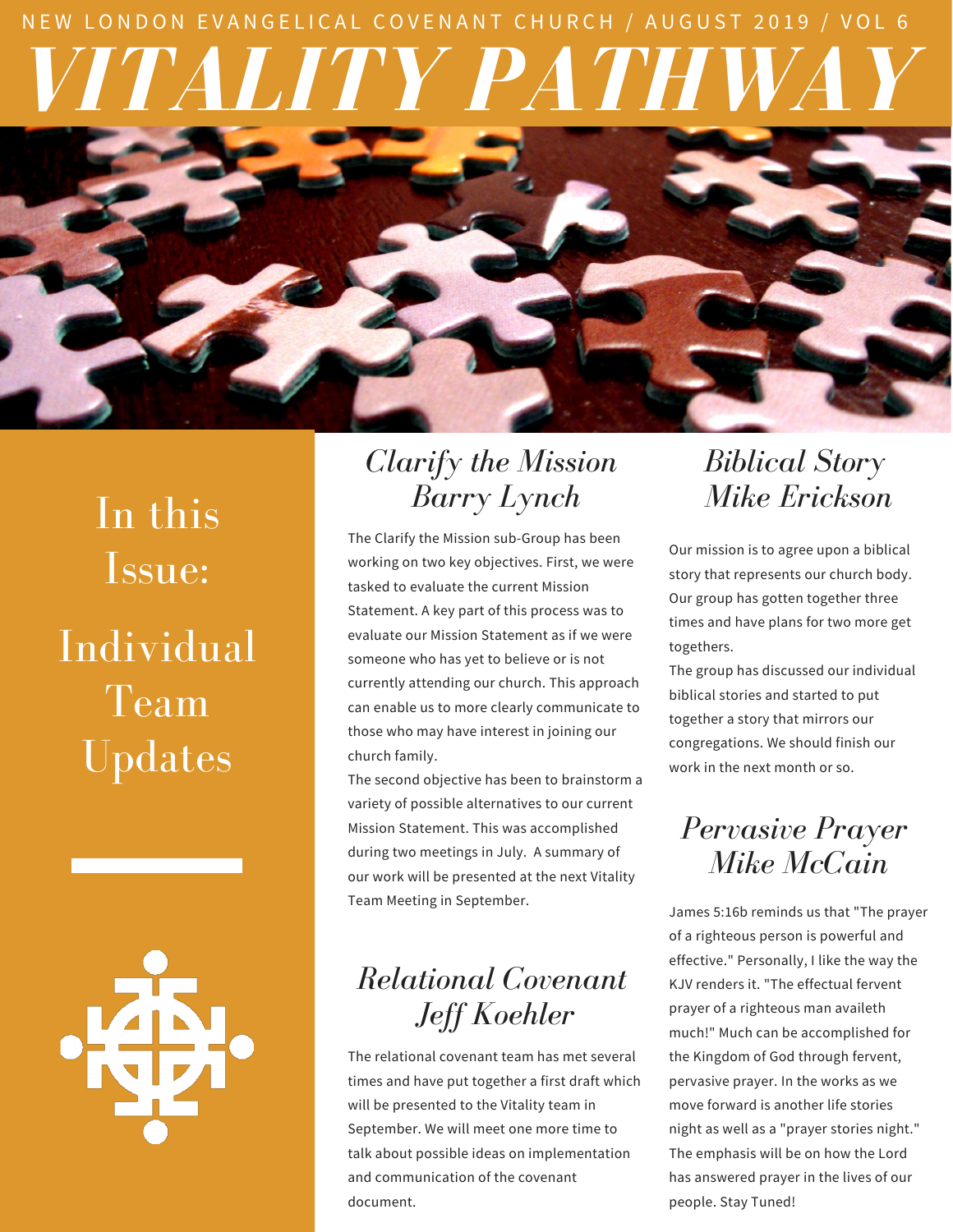NEW LONDON EVANGELICAL COVENANT CHURCH / AUGUST 2019 / VOL 6

# VITALITY PATHWAY

## In this Issue: Individual Team Updates

## Clarify the Mission
### Barry Lynch

The Clarify the Mission sub-Group has been working on two key objectives. First, we were tasked to evaluate the current Mission Statement. A key part of this process was to evaluate our Mission Statement as if we were someone who has yet to believe or is not currently attending our church. This approach can enable us to more clearly communicate to those who may have interest in joining our church family.

The second objective has been to brainstorm a variety of possible alternatives to our current Mission Statement. This was accomplished during two meetings in July. A summary of our work will be presented at the next Vitality Team Meeting in September.

## Relational Covenant
### Jeff Koehler

The relational covenant team has met several times and have put together a first draft which will be presented to the Vitality team in September. We will meet one more time to talk about possible ideas on implementation and communication of the covenant document.

## Biblical Story
### Mike Erickson

Our mission is to agree upon a biblical story that represents our church body. Our group has gotten together three times and have plans for two more get togethers.

The group has discussed our individual biblical stories and started to put together a story that mirrors our congregations. We should finish our work in the next month or so.

## Pervasive Prayer
### Mike McCain

James 5:16b reminds us that "The prayer of a righteous person is powerful and effective." Personally, I like the way the KJV renders it. "The effectual fervent prayer of a righteous man availeth much!" Much can be accomplished for the Kingdom of God through fervent, pervasive prayer. In the works as we move forward is another life stories night as well as a "prayer stories night." The emphasis will be on how the Lord has answered prayer in the lives of our people. Stay Tuned!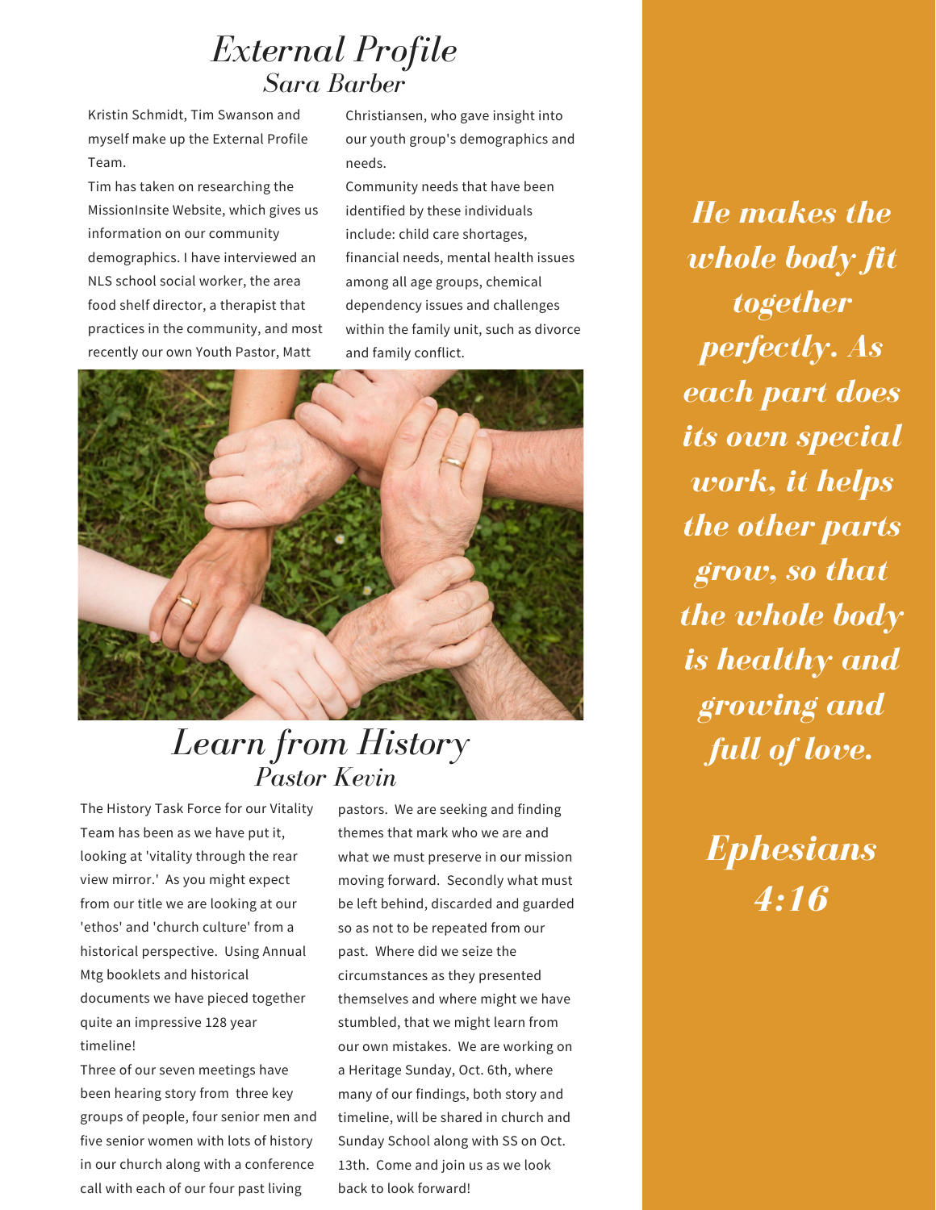# External Profile

## Sara Barber

Kristin Schmidt, Tim Swanson and myself make up the External Profile Team.

Tim has taken on researching the MissionInsite Website, which gives us information on our community demographics. I have interviewed an NLS school social worker, the area food shelf director, a therapist that practices in the community, and most recently our own Youth Pastor, Matt Christiansen, who gave insight into our youth group's demographics and needs.

Community needs that have been identified by these individuals include: child care shortages, financial needs, mental health issues among all age groups, chemical dependency issues and challenges within the family unit, such as divorce and family conflict.

# Learn from History

## Pastor Kevin

The History Task Force for our Vitality Team has been as we have put it, looking at 'vitality through the rear view mirror.' As you might expect from our title we are looking at our 'ethos' and 'church culture' from a historical perspective. Using Annual Mtg booklets and historical documents we have pieced together quite an impressive 128 year timeline!

Three of our seven meetings have been hearing story from three key groups of people, four senior men and five senior women with lots of history in our church along with a conference call with each of our four past living pastors. We are seeking and finding themes that mark who we are and what we must preserve in our mission moving forward. Secondly what must be left behind, discarded and guarded so as not to be repeated from our past. Where did we seize the circumstances as they presented themselves and where might we have stumbled, that we might learn from our own mistakes. We are working on a Heritage Sunday, Oct. 6th, where many of our findings, both story and timeline, will be shared in church and Sunday School along with SS on Oct. 13th. Come and join us as we look back to look forward!

***He makes the whole body fit together perfectly. As each part does its own special work, it helps the other parts grow, so that the whole body is healthy and growing and full of love.***

***Ephesians 4:16***